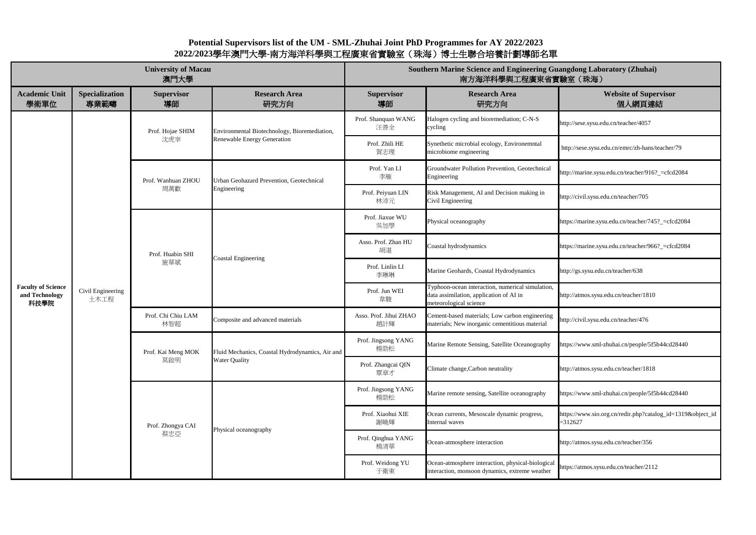# Potential Supervisors list of the UM - SML-Zhuhai Joint PhD Programmes for AY 2022/2023
# 2022/2023學年澳門大學-南方海洋科學與工程廣東省實驗室（珠海）博士生聯合培養計劃導師名單

| University of Macau 澳門大學 | | | | Southern Marine Science and Engineering Guangdong Laboratory (Zhuhai) 南方海洋科學與工程廣東省實驗室（珠海） | | |
|---|---|---|---|---|---|---|
| **Academic Unit 學術單位** | **Specialization 專業範疇** | **Supervisor 導師** | **Research Area 研究方向** | **Supervisor 導師** | **Research Area 研究方向** | **Website of Supervisor 個人網頁連結** |
| Faculty of Science and Technology 科技學院 | Civil Engineering 土木工程 | Prof. Hojae SHIM 沈虎宰 | Environmental Biotechnology, Bioremediation, Renewable Energy Generation | Prof. Shanquan WANG 汪善全 | Halogen cycling and bioremediation; C-N-S cycling | http://sese.sysu.edu.cn/teacher/4057 |
| | | | | Prof. Zhili HE 賀志理 | Synethetic microbial ecology, Environemntal microbiome engineering | http://sese.sysu.edu.cn/emrc/zh-hans/teacher/79 |
| | | Prof. Wanhuan ZHOU 周萬歡 | Urban Geohazard Prevention, Geotechnical Engineering | Prof. Yan LI 李雁 | Groundwater Pollution Prevention, Geotechnical Engineering | http://marine.sysu.edu.cn/teacher/916?_=cfcd2084 |
| | | | | Prof. Peiyuan LIN 林沛元 | Risk Management, AI and Decision making in Civil Engineering | http://civil.sysu.edu.cn/teacher/705 |
| | | Prof. Huabin SHI 施華斌 | Coastal Engineering | Prof. Jiaxue WU 吳加學 | Physical oceanography | https://marine.sysu.edu.cn/teacher/745?_=cfcd2084 |
| | | | | Asso. Prof. Zhan HU 胡湛 | Coastal hydrodynamics | https://marine.sysu.edu.cn/teacher/966?_=cfcd2084 |
| | | | | Prof. Linlin LI 李琳琳 | Marine Geohards, Coastal Hydrodynamics | http://gs.sysu.edu.cn/teacher/638 |
| | | | | Prof. Jun WEI 韋駿 | Typhoon-ocean interaction, numerical simulation, data assimilation, application of AI in meteorological science | http://atmos.sysu.edu.cn/teacher/1810 |
| | | Prof. Chi Chiu LAM 林智超 | Composite and advanced materials | Asso. Prof. Jihui ZHAO 趙計輝 | Cement-based materials; Low carbon engineering materials; New inorganic cementitious material | http://civil.sysu.edu.cn/teacher/476 |
| | | Prof. Kai Meng MOK 莫啟明 | Fluid Mechanics, Coastal Hydrodynamics, Air and Water Quality | Prof. Jingsong YANG 楊勁松 | Marine Remote Sensing, Satellite Oceanography | https://www.sml-zhuhai.cn/people/5f5b44cd28440 |
| | | | | Prof. Zhangcai QIN 覃章才 | Climate change,Carbon neutrality | http://atmos.sysu.edu.cn/teacher/1818 |
| | | Prof. Zhongya CAI 蔡忠亞 | Physical oceanography | Prof. Jingsong YANG 楊勁松 | Marine remote sensing, Satellite oceanography | https://www.sml-zhuhai.cn/people/5f5b44cd28440 |
| | | | | Prof. Xiaohui XIE 謝曉輝 | Ocean currents, Mesoscale dynamic progress, Internal waves | https://www.sio.org.cn/redir.php?catalog_id=1319&object_id=312627 |
| | | | | Prof. Qinghua YANG 楊清華 | Ocean-atmosphere interaction | http://atmos.sysu.edu.cn/teacher/356 |
| | | | | Prof. Weidong YU 于衛東 | Ocean-atmosphere interaction, physical-biological interaction, monsoon dynamics, extreme weather | https://atmos.sysu.edu.cn/teacher/2112 |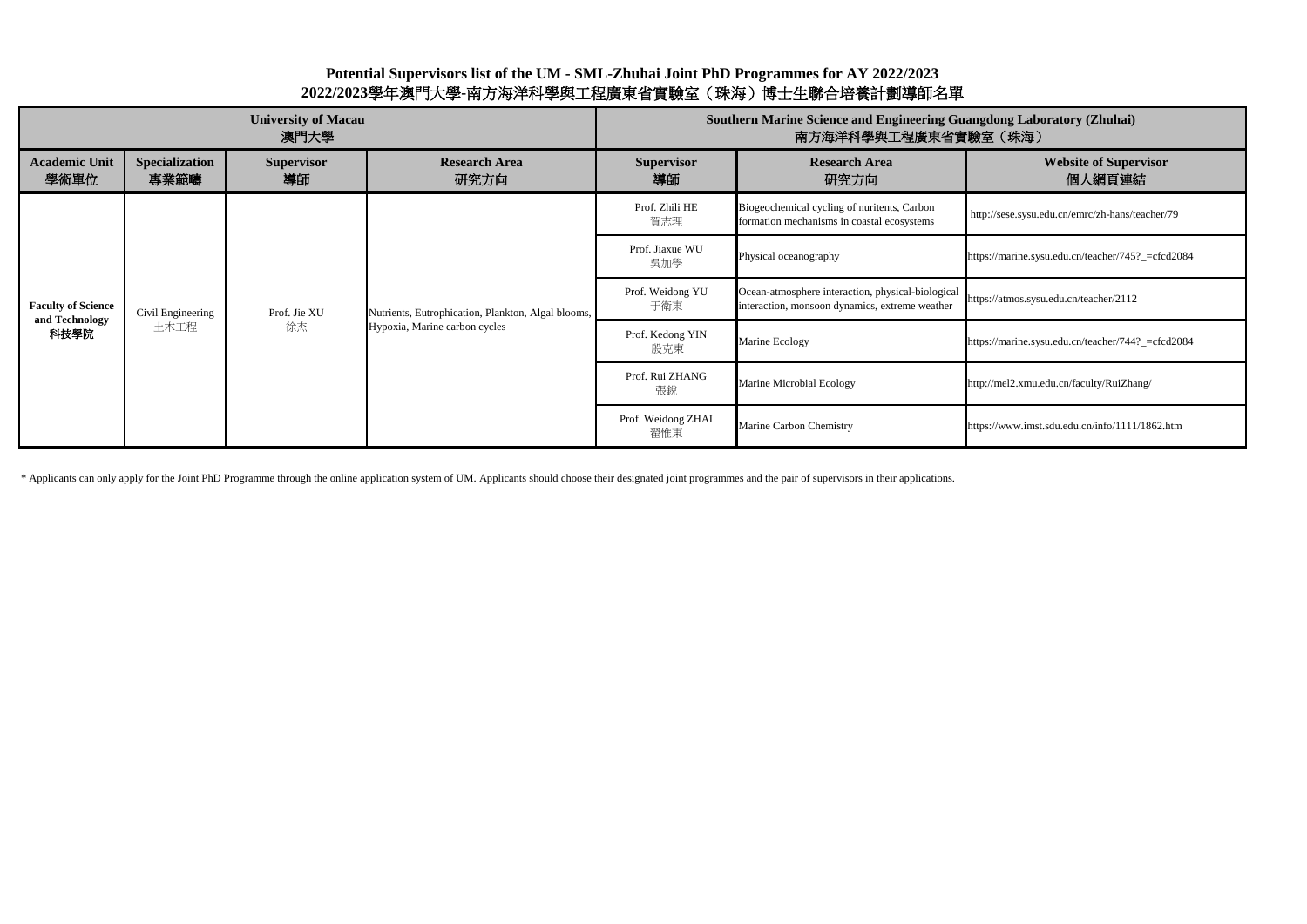**Potential Supervisors list of the UM - SML-Zhuhai Joint PhD Programmes for AY 2022/2023**

**2022/2023學年澳門大學-南方海洋科學與工程廣東省實驗室（珠海）博士生聯合培養計劃導師名單**

| University of Macau 澳門大學 | | | | Southern Marine Science and Engineering Guangdong Laboratory (Zhuhai) 南方海洋科學與工程廣東省實驗室（珠海） | | |
|---|---|---|---|---|---|---|
| **Academic Unit 學術單位** | **Specialization 專業範疇** | **Supervisor 導師** | **Research Area 研究方向** | **Supervisor 導師** | **Research Area 研究方向** | **Website of Supervisor 個人網頁連結** |
| **Faculty of Science and Technology 科技學院** | Civil Engineering 土木工程 | Prof. Jie XU 徐杰 | Nutrients, Eutrophication, Plankton, Algal blooms, Hypoxia, Marine carbon cycles | Prof. Zhili HE 賀志理 | Biogeochemical cycling of nuritents, Carbon formation mechanisms in coastal ecosystems | http://sese.sysu.edu.cn/emrc/zh-hans/teacher/79 |
| | | | | Prof. Jiaxue WU 吳加學 | Physical oceanography | https://marine.sysu.edu.cn/teacher/745?_=cfcd2084 |
| | | | | Prof. Weidong YU 于衛東 | Ocean-atmosphere interaction, physical-biological interaction, monsoon dynamics, extreme weather | https://atmos.sysu.edu.cn/teacher/2112 |
| | | | | Prof. Kedong YIN 殷克東 | Marine Ecology | https://marine.sysu.edu.cn/teacher/744?_=cfcd2084 |
| | | | | Prof. Rui ZHANG 張銳 | Marine Microbial Ecology | http://mel2.xmu.edu.cn/faculty/RuiZhang/ |
| | | | | Prof. Weidong ZHAI 翟惟東 | Marine Carbon Chemistry | https://www.imst.sdu.edu.cn/info/1111/1862.htm |

* Applicants can only apply for the Joint PhD Programme through the online application system of UM. Applicants should choose their designated joint programmes and the pair of supervisors in their applications.